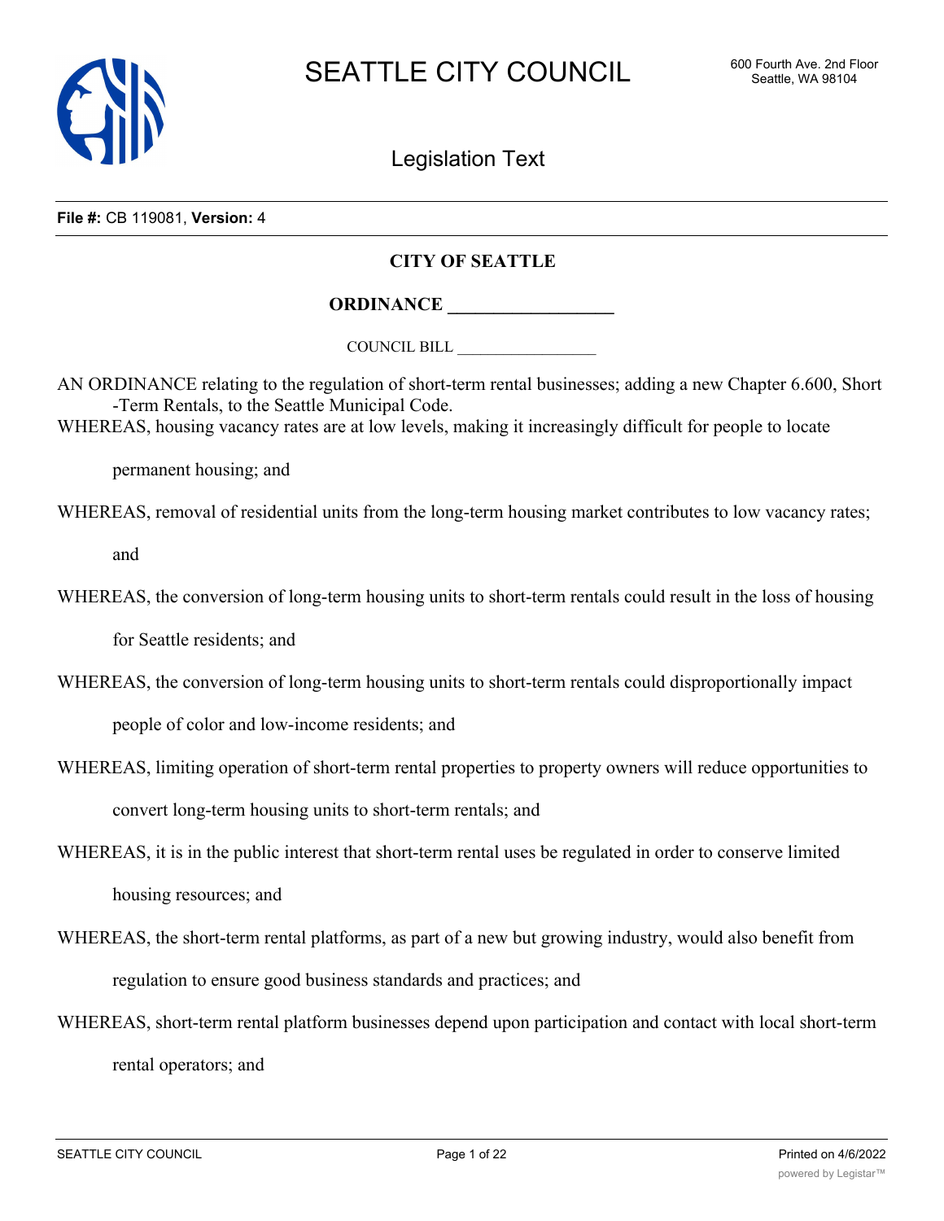**File #:** CB 119081, **Version:** 4

## CITY OF SEATTLE

## ORDINANCE __________________

COUNCIL BILL __________________

AN ORDINANCE relating to the regulation of short-term rental businesses; adding a new Chapter 6.600, Short-Term Rentals, to the Seattle Municipal Code.

WHEREAS, housing vacancy rates are at low levels, making it increasingly difficult for people to locate permanent housing; and

WHEREAS, removal of residential units from the long-term housing market contributes to low vacancy rates; and

WHEREAS, the conversion of long-term housing units to short-term rentals could result in the loss of housing for Seattle residents; and

WHEREAS, the conversion of long-term housing units to short-term rentals could disproportionally impact people of color and low-income residents; and

WHEREAS, limiting operation of short-term rental properties to property owners will reduce opportunities to convert long-term housing units to short-term rentals; and

WHEREAS, it is in the public interest that short-term rental uses be regulated in order to conserve limited housing resources; and

WHEREAS, the short-term rental platforms, as part of a new but growing industry, would also benefit from regulation to ensure good business standards and practices; and

WHEREAS, short-term rental platform businesses depend upon participation and contact with local short-term rental operators; and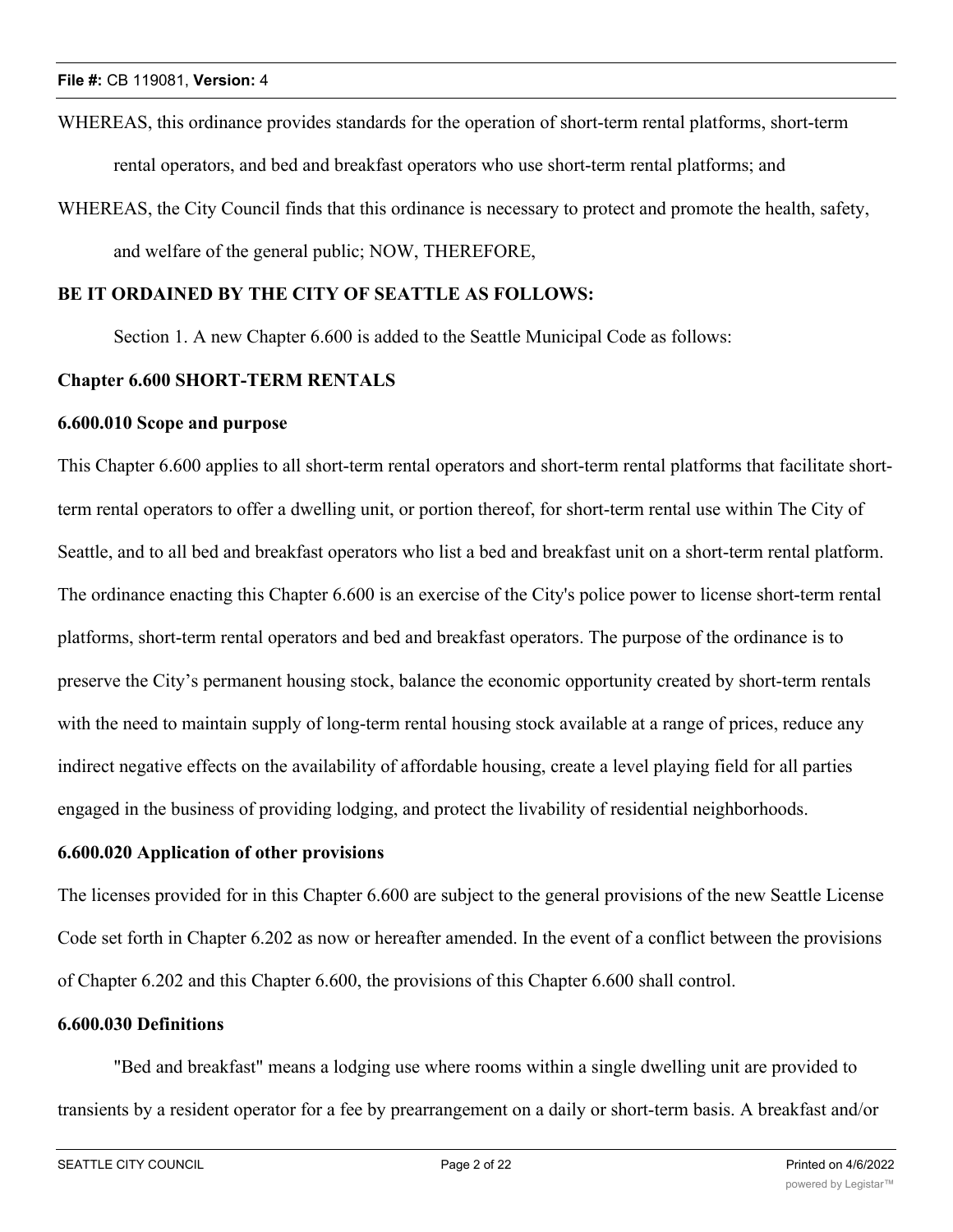WHEREAS, this ordinance provides standards for the operation of short-term rental platforms, short-term rental operators, and bed and breakfast operators who use short-term rental platforms; and

WHEREAS, the City Council finds that this ordinance is necessary to protect and promote the health, safety, and welfare of the general public; NOW, THEREFORE,

**BE IT ORDAINED BY THE CITY OF SEATTLE AS FOLLOWS:**

Section 1. A new Chapter 6.600 is added to the Seattle Municipal Code as follows:

**Chapter 6.600 SHORT-TERM RENTALS**

**6.600.010 Scope and purpose**

This Chapter 6.600 applies to all short-term rental operators and short-term rental platforms that facilitate short-term rental operators to offer a dwelling unit, or portion thereof, for short-term rental use within The City of Seattle, and to all bed and breakfast operators who list a bed and breakfast unit on a short-term rental platform. The ordinance enacting this Chapter 6.600 is an exercise of the City's police power to license short-term rental platforms, short-term rental operators and bed and breakfast operators. The purpose of the ordinance is to preserve the City's permanent housing stock, balance the economic opportunity created by short-term rentals with the need to maintain supply of long-term rental housing stock available at a range of prices, reduce any indirect negative effects on the availability of affordable housing, create a level playing field for all parties engaged in the business of providing lodging, and protect the livability of residential neighborhoods.

**6.600.020 Application of other provisions**

The licenses provided for in this Chapter 6.600 are subject to the general provisions of the new Seattle License Code set forth in Chapter 6.202 as now or hereafter amended. In the event of a conflict between the provisions of Chapter 6.202 and this Chapter 6.600, the provisions of this Chapter 6.600 shall control.

**6.600.030 Definitions**

"Bed and breakfast" means a lodging use where rooms within a single dwelling unit are provided to transients by a resident operator for a fee by prearrangement on a daily or short-term basis. A breakfast and/or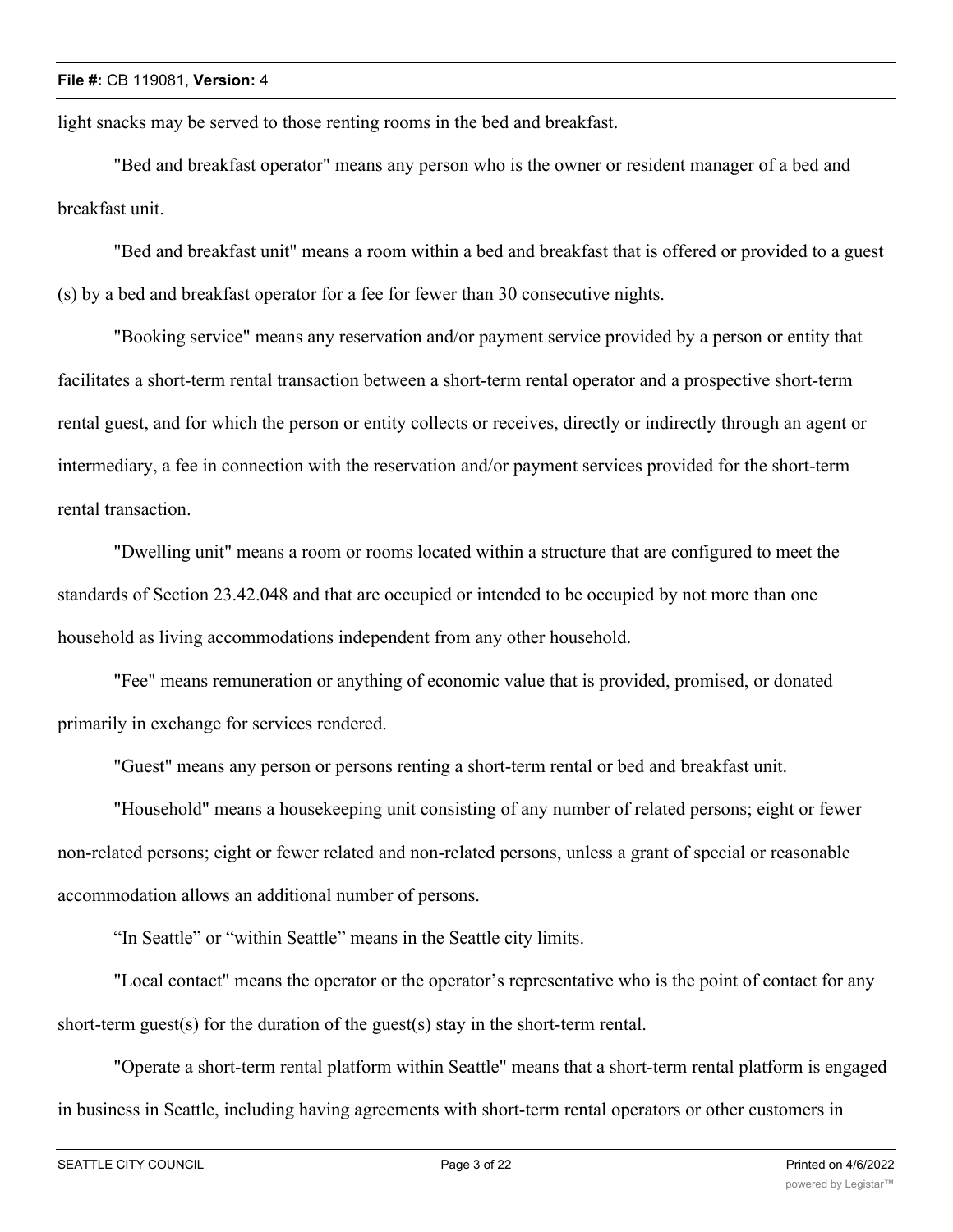light snacks may be served to those renting rooms in the bed and breakfast.

"Bed and breakfast operator" means any person who is the owner or resident manager of a bed and breakfast unit.

"Bed and breakfast unit" means a room within a bed and breakfast that is offered or provided to a guest (s) by a bed and breakfast operator for a fee for fewer than 30 consecutive nights.

"Booking service" means any reservation and/or payment service provided by a person or entity that facilitates a short-term rental transaction between a short-term rental operator and a prospective short-term rental guest, and for which the person or entity collects or receives, directly or indirectly through an agent or intermediary, a fee in connection with the reservation and/or payment services provided for the short-term rental transaction.

"Dwelling unit" means a room or rooms located within a structure that are configured to meet the standards of Section 23.42.048 and that are occupied or intended to be occupied by not more than one household as living accommodations independent from any other household.

"Fee" means remuneration or anything of economic value that is provided, promised, or donated primarily in exchange for services rendered.

"Guest" means any person or persons renting a short-term rental or bed and breakfast unit.

"Household" means a housekeeping unit consisting of any number of related persons; eight or fewer non-related persons; eight or fewer related and non-related persons, unless a grant of special or reasonable accommodation allows an additional number of persons.

“In Seattle” or “within Seattle” means in the Seattle city limits.

"Local contact" means the operator or the operator’s representative who is the point of contact for any short-term guest(s) for the duration of the guest(s) stay in the short-term rental.

"Operate a short-term rental platform within Seattle" means that a short-term rental platform is engaged in business in Seattle, including having agreements with short-term rental operators or other customers in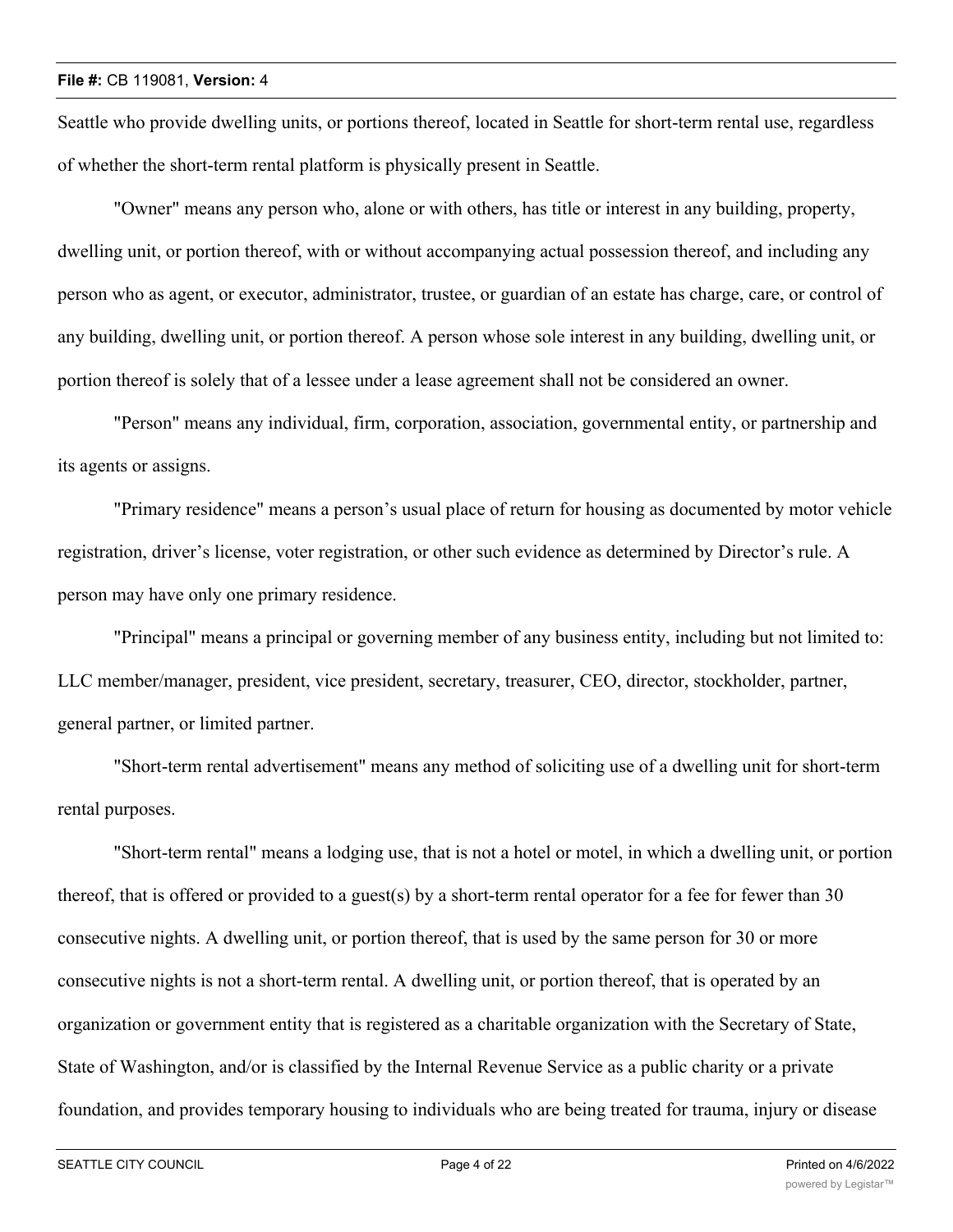Seattle who provide dwelling units, or portions thereof, located in Seattle for short-term rental use, regardless of whether the short-term rental platform is physically present in Seattle.

"Owner" means any person who, alone or with others, has title or interest in any building, property, dwelling unit, or portion thereof, with or without accompanying actual possession thereof, and including any person who as agent, or executor, administrator, trustee, or guardian of an estate has charge, care, or control of any building, dwelling unit, or portion thereof. A person whose sole interest in any building, dwelling unit, or portion thereof is solely that of a lessee under a lease agreement shall not be considered an owner.

"Person" means any individual, firm, corporation, association, governmental entity, or partnership and its agents or assigns.

"Primary residence" means a person's usual place of return for housing as documented by motor vehicle registration, driver's license, voter registration, or other such evidence as determined by Director's rule. A person may have only one primary residence.

"Principal" means a principal or governing member of any business entity, including but not limited to: LLC member/manager, president, vice president, secretary, treasurer, CEO, director, stockholder, partner, general partner, or limited partner.

"Short-term rental advertisement" means any method of soliciting use of a dwelling unit for short-term rental purposes.

"Short-term rental" means a lodging use, that is not a hotel or motel, in which a dwelling unit, or portion thereof, that is offered or provided to a guest(s) by a short-term rental operator for a fee for fewer than 30 consecutive nights. A dwelling unit, or portion thereof, that is used by the same person for 30 or more consecutive nights is not a short-term rental. A dwelling unit, or portion thereof, that is operated by an organization or government entity that is registered as a charitable organization with the Secretary of State, State of Washington, and/or is classified by the Internal Revenue Service as a public charity or a private foundation, and provides temporary housing to individuals who are being treated for trauma, injury or disease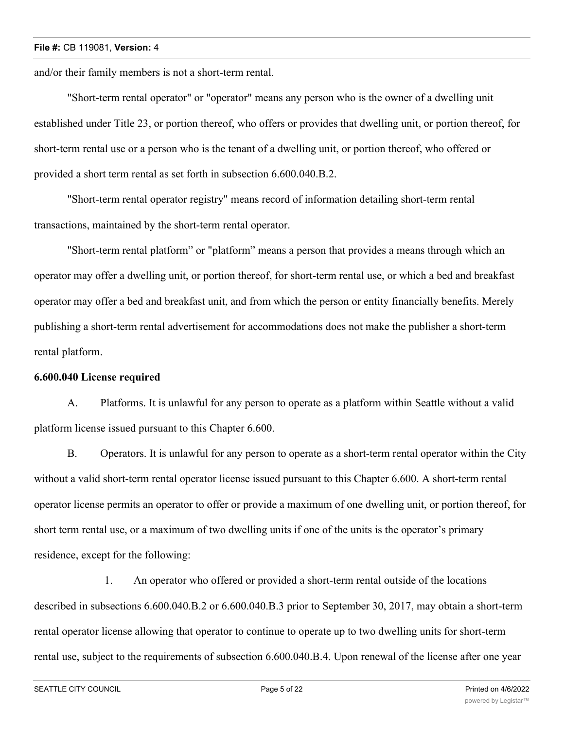and/or their family members is not a short-term rental.

"Short-term rental operator" or "operator" means any person who is the owner of a dwelling unit established under Title 23, or portion thereof, who offers or provides that dwelling unit, or portion thereof, for short-term rental use or a person who is the tenant of a dwelling unit, or portion thereof, who offered or provided a short term rental as set forth in subsection 6.600.040.B.2.

"Short-term rental operator registry" means record of information detailing short-term rental transactions, maintained by the short-term rental operator.

"Short-term rental platform" or "platform" means a person that provides a means through which an operator may offer a dwelling unit, or portion thereof, for short-term rental use, or which a bed and breakfast operator may offer a bed and breakfast unit, and from which the person or entity financially benefits. Merely publishing a short-term rental advertisement for accommodations does not make the publisher a short-term rental platform.

**6.600.040 License required**

A. Platforms. It is unlawful for any person to operate as a platform within Seattle without a valid platform license issued pursuant to this Chapter 6.600.

B. Operators. It is unlawful for any person to operate as a short-term rental operator within the City without a valid short-term rental operator license issued pursuant to this Chapter 6.600. A short-term rental operator license permits an operator to offer or provide a maximum of one dwelling unit, or portion thereof, for short term rental use, or a maximum of two dwelling units if one of the units is the operator's primary residence, except for the following:

1. An operator who offered or provided a short-term rental outside of the locations described in subsections 6.600.040.B.2 or 6.600.040.B.3 prior to September 30, 2017, may obtain a short-term rental operator license allowing that operator to continue to operate up to two dwelling units for short-term rental use, subject to the requirements of subsection 6.600.040.B.4. Upon renewal of the license after one year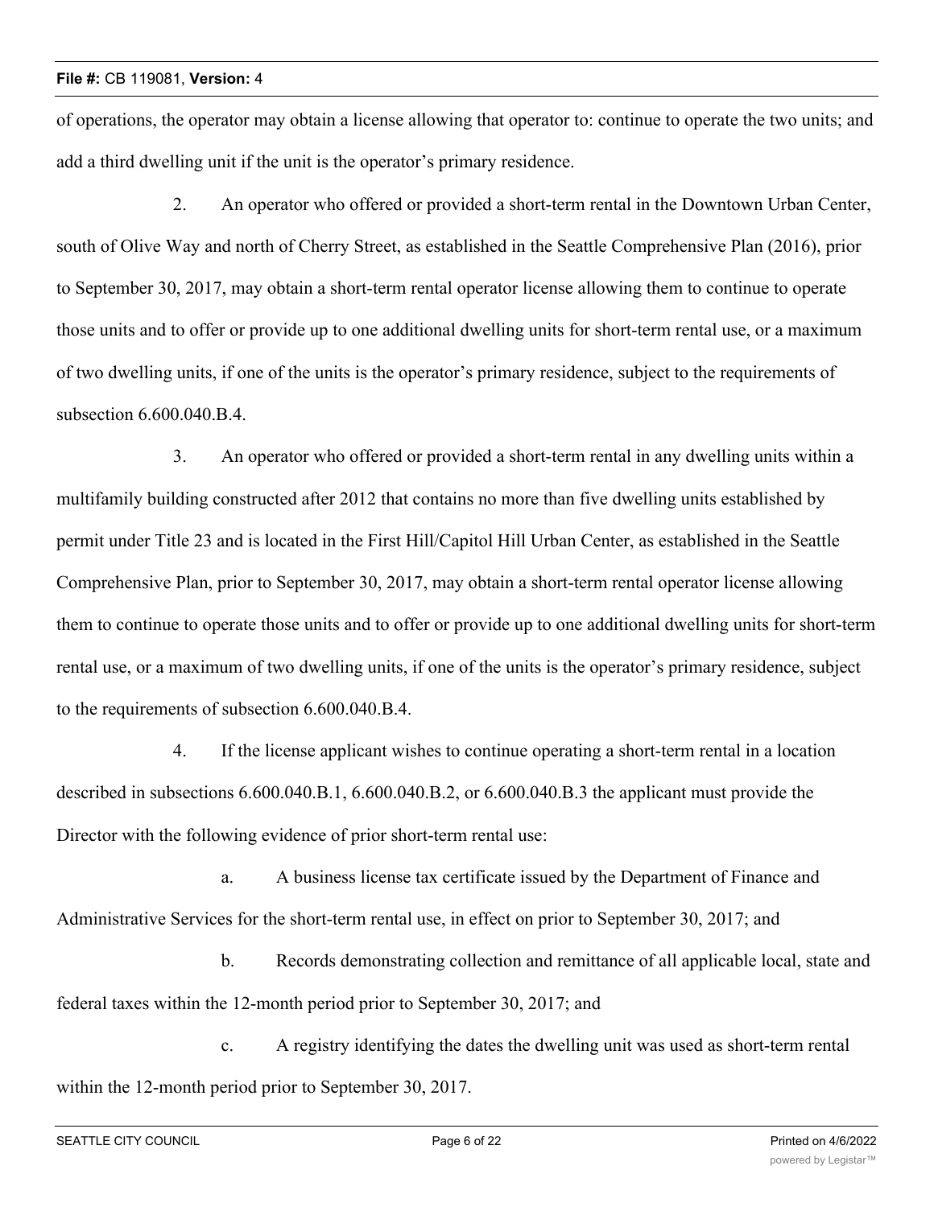of operations, the operator may obtain a license allowing that operator to: continue to operate the two units; and add a third dwelling unit if the unit is the operator's primary residence.

2. An operator who offered or provided a short-term rental in the Downtown Urban Center, south of Olive Way and north of Cherry Street, as established in the Seattle Comprehensive Plan (2016), prior to September 30, 2017, may obtain a short-term rental operator license allowing them to continue to operate those units and to offer or provide up to one additional dwelling units for short-term rental use, or a maximum of two dwelling units, if one of the units is the operator's primary residence, subject to the requirements of subsection 6.600.040.B.4.

3. An operator who offered or provided a short-term rental in any dwelling units within a multifamily building constructed after 2012 that contains no more than five dwelling units established by permit under Title 23 and is located in the First Hill/Capitol Hill Urban Center, as established in the Seattle Comprehensive Plan, prior to September 30, 2017, may obtain a short-term rental operator license allowing them to continue to operate those units and to offer or provide up to one additional dwelling units for short-term rental use, or a maximum of two dwelling units, if one of the units is the operator's primary residence, subject to the requirements of subsection 6.600.040.B.4.

4. If the license applicant wishes to continue operating a short-term rental in a location described in subsections 6.600.040.B.1, 6.600.040.B.2, or 6.600.040.B.3 the applicant must provide the Director with the following evidence of prior short-term rental use:

a. A business license tax certificate issued by the Department of Finance and Administrative Services for the short-term rental use, in effect on prior to September 30, 2017; and

b. Records demonstrating collection and remittance of all applicable local, state and federal taxes within the 12-month period prior to September 30, 2017; and

c. A registry identifying the dates the dwelling unit was used as short-term rental within the 12-month period prior to September 30, 2017.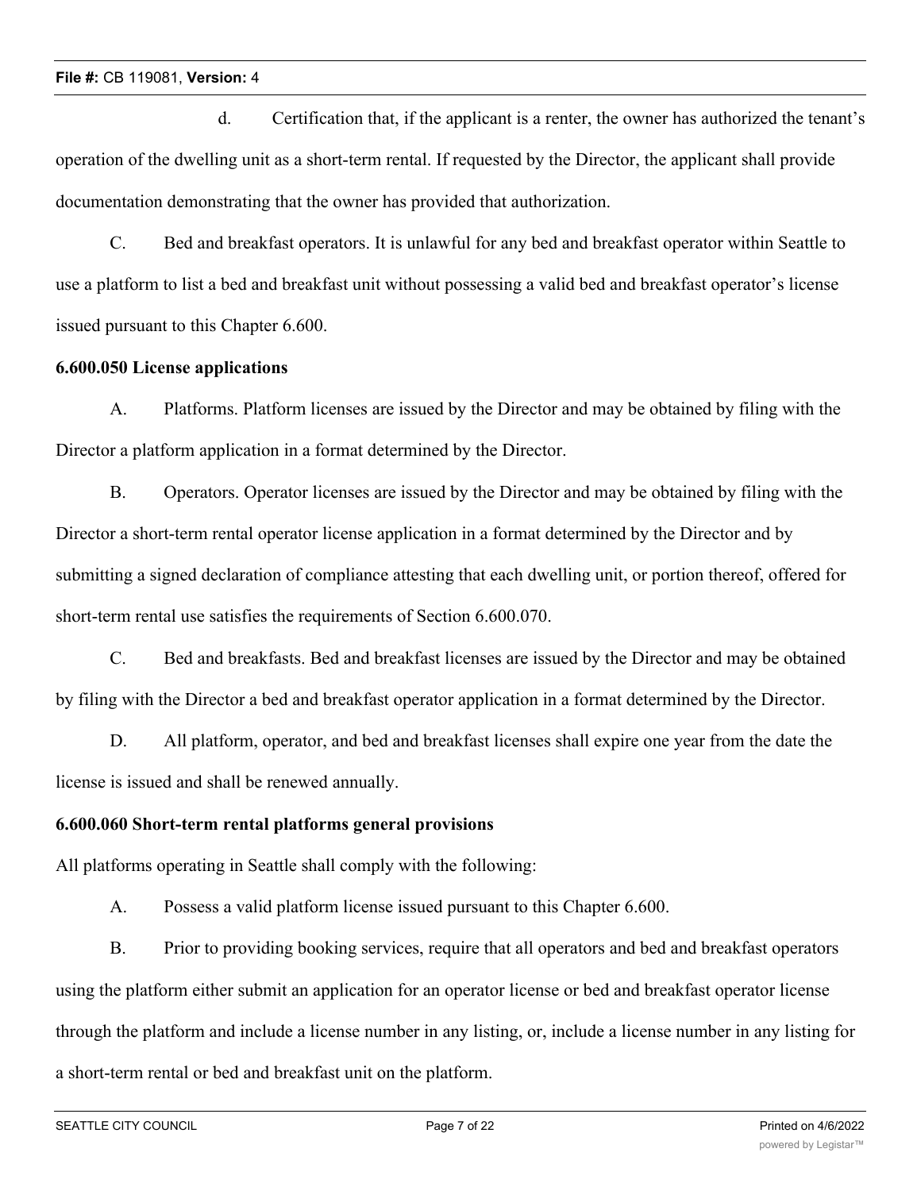d. Certification that, if the applicant is a renter, the owner has authorized the tenant's operation of the dwelling unit as a short-term rental. If requested by the Director, the applicant shall provide documentation demonstrating that the owner has provided that authorization.

C. Bed and breakfast operators. It is unlawful for any bed and breakfast operator within Seattle to use a platform to list a bed and breakfast unit without possessing a valid bed and breakfast operator's license issued pursuant to this Chapter 6.600.

**6.600.050 License applications**

A. Platforms. Platform licenses are issued by the Director and may be obtained by filing with the Director a platform application in a format determined by the Director.

B. Operators. Operator licenses are issued by the Director and may be obtained by filing with the Director a short-term rental operator license application in a format determined by the Director and by submitting a signed declaration of compliance attesting that each dwelling unit, or portion thereof, offered for short-term rental use satisfies the requirements of Section 6.600.070.

C. Bed and breakfasts. Bed and breakfast licenses are issued by the Director and may be obtained by filing with the Director a bed and breakfast operator application in a format determined by the Director.

D. All platform, operator, and bed and breakfast licenses shall expire one year from the date the license is issued and shall be renewed annually.

**6.600.060 Short-term rental platforms general provisions**

All platforms operating in Seattle shall comply with the following:

A. Possess a valid platform license issued pursuant to this Chapter 6.600.

B. Prior to providing booking services, require that all operators and bed and breakfast operators using the platform either submit an application for an operator license or bed and breakfast operator license through the platform and include a license number in any listing, or, include a license number in any listing for a short-term rental or bed and breakfast unit on the platform.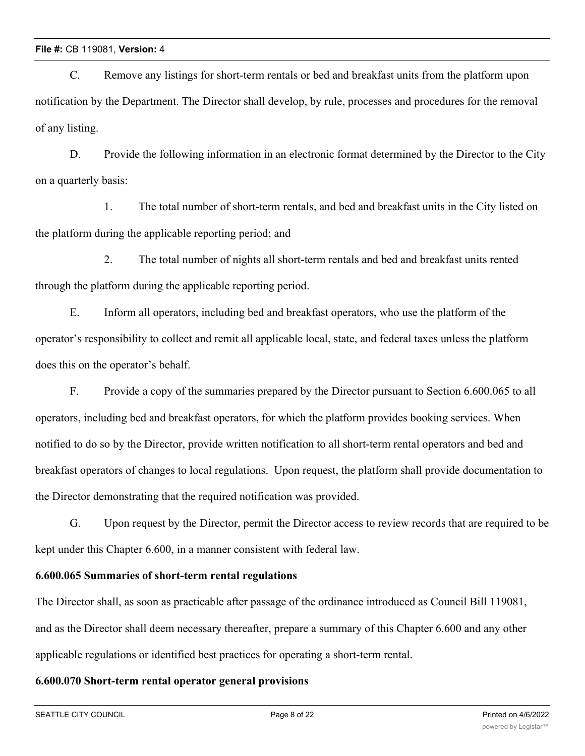C. Remove any listings for short-term rentals or bed and breakfast units from the platform upon notification by the Department. The Director shall develop, by rule, processes and procedures for the removal of any listing.

D. Provide the following information in an electronic format determined by the Director to the City on a quarterly basis:

1. The total number of short-term rentals, and bed and breakfast units in the City listed on the platform during the applicable reporting period; and

2. The total number of nights all short-term rentals and bed and breakfast units rented through the platform during the applicable reporting period.

E. Inform all operators, including bed and breakfast operators, who use the platform of the operator's responsibility to collect and remit all applicable local, state, and federal taxes unless the platform does this on the operator's behalf.

F. Provide a copy of the summaries prepared by the Director pursuant to Section 6.600.065 to all operators, including bed and breakfast operators, for which the platform provides booking services. When notified to do so by the Director, provide written notification to all short-term rental operators and bed and breakfast operators of changes to local regulations. Upon request, the platform shall provide documentation to the Director demonstrating that the required notification was provided.

G. Upon request by the Director, permit the Director access to review records that are required to be kept under this Chapter 6.600, in a manner consistent with federal law.

**6.600.065 Summaries of short-term rental regulations**

The Director shall, as soon as practicable after passage of the ordinance introduced as Council Bill 119081, and as the Director shall deem necessary thereafter, prepare a summary of this Chapter 6.600 and any other applicable regulations or identified best practices for operating a short-term rental.

**6.600.070 Short-term rental operator general provisions**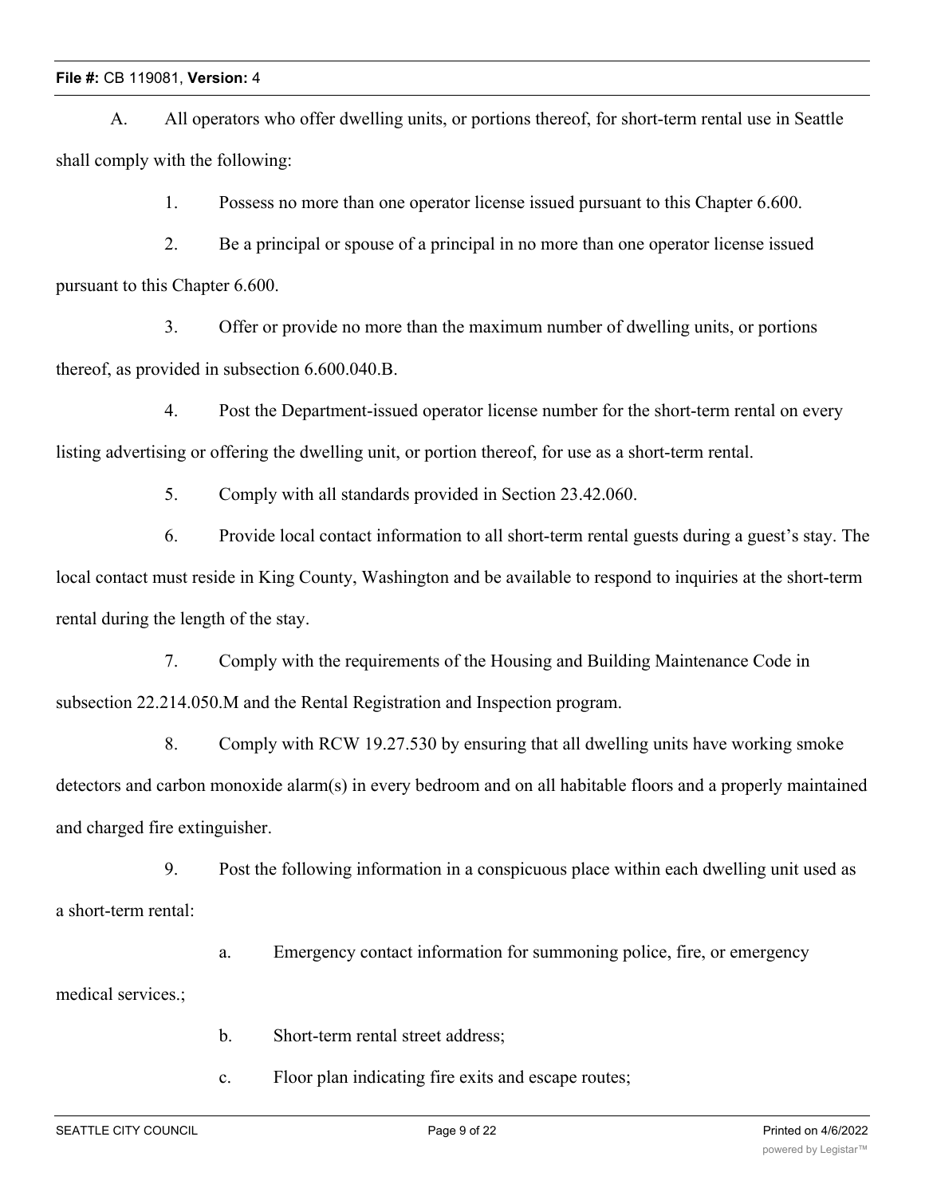A. All operators who offer dwelling units, or portions thereof, for short-term rental use in Seattle shall comply with the following:

1. Possess no more than one operator license issued pursuant to this Chapter 6.600.

2. Be a principal or spouse of a principal in no more than one operator license issued pursuant to this Chapter 6.600.

3. Offer or provide no more than the maximum number of dwelling units, or portions thereof, as provided in subsection 6.600.040.B.

4. Post the Department-issued operator license number for the short-term rental on every listing advertising or offering the dwelling unit, or portion thereof, for use as a short-term rental.

5. Comply with all standards provided in Section 23.42.060.

6. Provide local contact information to all short-term rental guests during a guest's stay. The local contact must reside in King County, Washington and be available to respond to inquiries at the short-term rental during the length of the stay.

7. Comply with the requirements of the Housing and Building Maintenance Code in subsection 22.214.050.M and the Rental Registration and Inspection program.

8. Comply with RCW 19.27.530 by ensuring that all dwelling units have working smoke detectors and carbon monoxide alarm(s) in every bedroom and on all habitable floors and a properly maintained and charged fire extinguisher.

9. Post the following information in a conspicuous place within each dwelling unit used as a short-term rental:

a. Emergency contact information for summoning police, fire, or emergency medical services.;

b. Short-term rental street address;

c. Floor plan indicating fire exits and escape routes;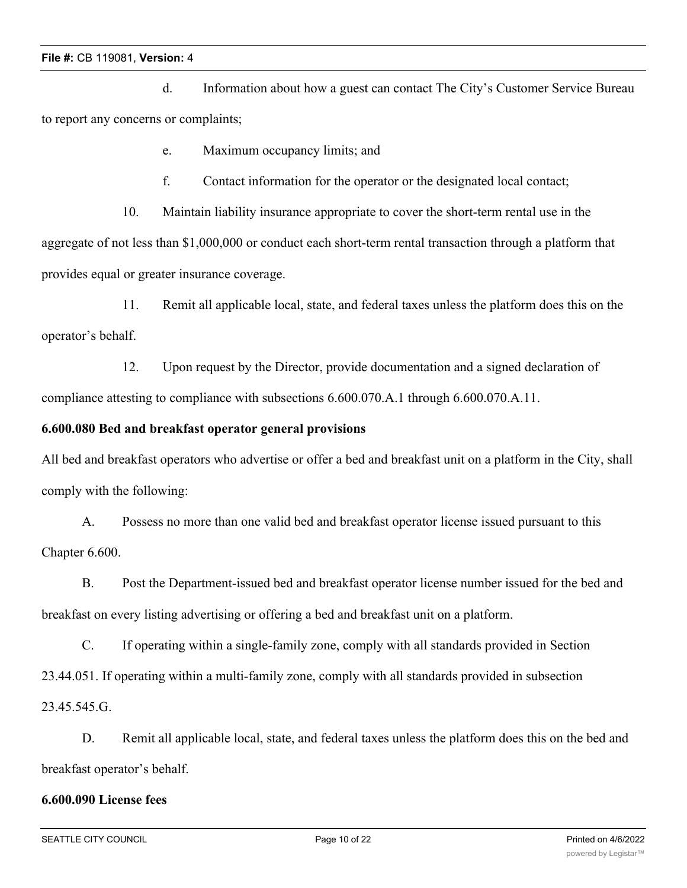d. Information about how a guest can contact The City's Customer Service Bureau to report any concerns or complaints;

e. Maximum occupancy limits; and

f. Contact information for the operator or the designated local contact;

10. Maintain liability insurance appropriate to cover the short-term rental use in the aggregate of not less than $1,000,000 or conduct each short-term rental transaction through a platform that provides equal or greater insurance coverage.

11. Remit all applicable local, state, and federal taxes unless the platform does this on the operator's behalf.

12. Upon request by the Director, provide documentation and a signed declaration of compliance attesting to compliance with subsections 6.600.070.A.1 through 6.600.070.A.11.

**6.600.080 Bed and breakfast operator general provisions**

All bed and breakfast operators who advertise or offer a bed and breakfast unit on a platform in the City, shall comply with the following:

A. Possess no more than one valid bed and breakfast operator license issued pursuant to this Chapter 6.600.

B. Post the Department-issued bed and breakfast operator license number issued for the bed and breakfast on every listing advertising or offering a bed and breakfast unit on a platform.

C. If operating within a single-family zone, comply with all standards provided in Section 23.44.051. If operating within a multi-family zone, comply with all standards provided in subsection 23.45.545.G.

D. Remit all applicable local, state, and federal taxes unless the platform does this on the bed and breakfast operator's behalf.

**6.600.090 License fees**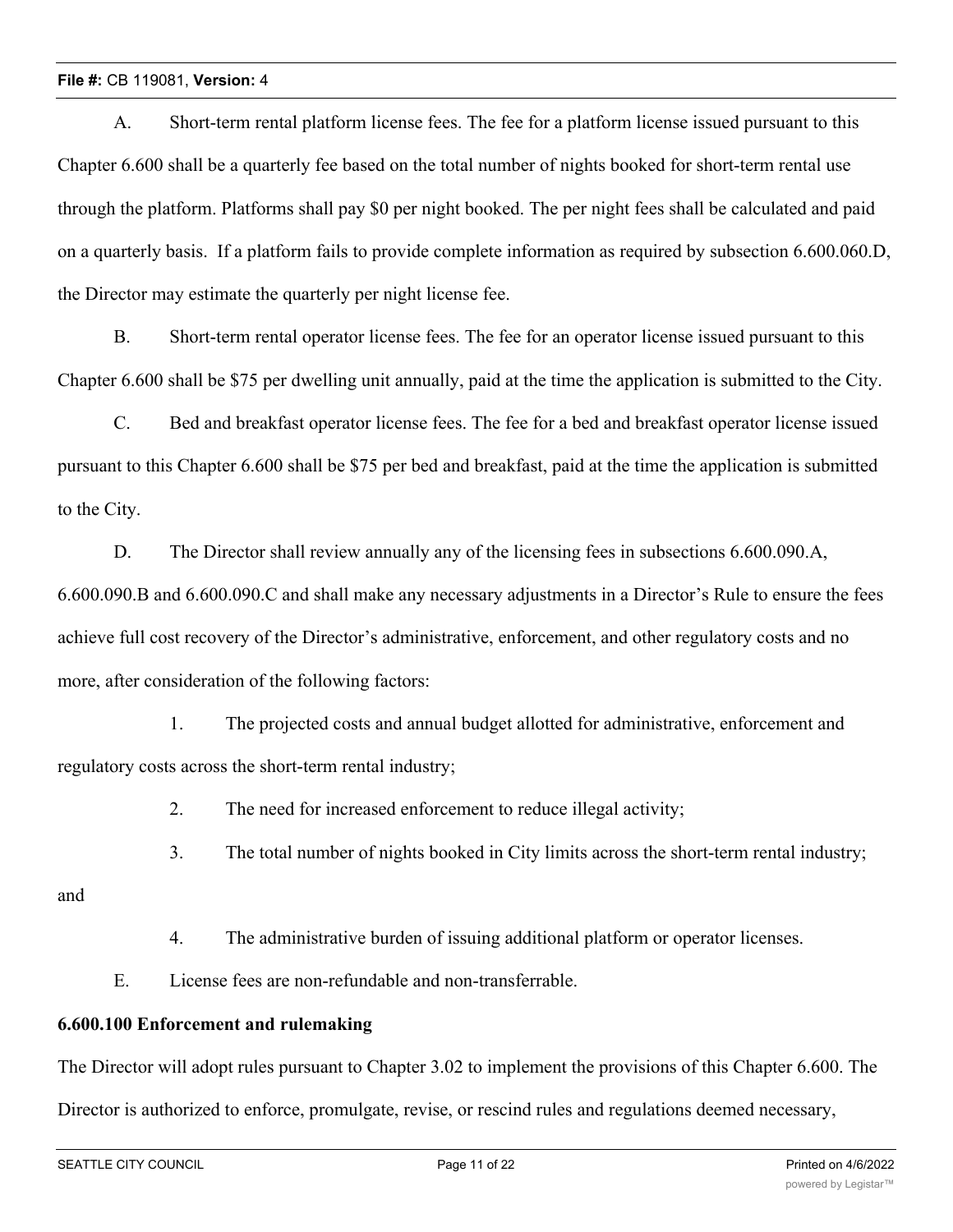A. Short-term rental platform license fees. The fee for a platform license issued pursuant to this Chapter 6.600 shall be a quarterly fee based on the total number of nights booked for short-term rental use through the platform. Platforms shall pay $0 per night booked. The per night fees shall be calculated and paid on a quarterly basis. If a platform fails to provide complete information as required by subsection 6.600.060.D, the Director may estimate the quarterly per night license fee.

B. Short-term rental operator license fees. The fee for an operator license issued pursuant to this Chapter 6.600 shall be $75 per dwelling unit annually, paid at the time the application is submitted to the City.

C. Bed and breakfast operator license fees. The fee for a bed and breakfast operator license issued pursuant to this Chapter 6.600 shall be $75 per bed and breakfast, paid at the time the application is submitted to the City.

D. The Director shall review annually any of the licensing fees in subsections 6.600.090.A, 6.600.090.B and 6.600.090.C and shall make any necessary adjustments in a Director's Rule to ensure the fees achieve full cost recovery of the Director's administrative, enforcement, and other regulatory costs and no more, after consideration of the following factors:

1. The projected costs and annual budget allotted for administrative, enforcement and regulatory costs across the short-term rental industry;

2. The need for increased enforcement to reduce illegal activity;

3. The total number of nights booked in City limits across the short-term rental industry; and

4. The administrative burden of issuing additional platform or operator licenses.

E. License fees are non-refundable and non-transferrable.

**6.600.100 Enforcement and rulemaking**

The Director will adopt rules pursuant to Chapter 3.02 to implement the provisions of this Chapter 6.600. The Director is authorized to enforce, promulgate, revise, or rescind rules and regulations deemed necessary,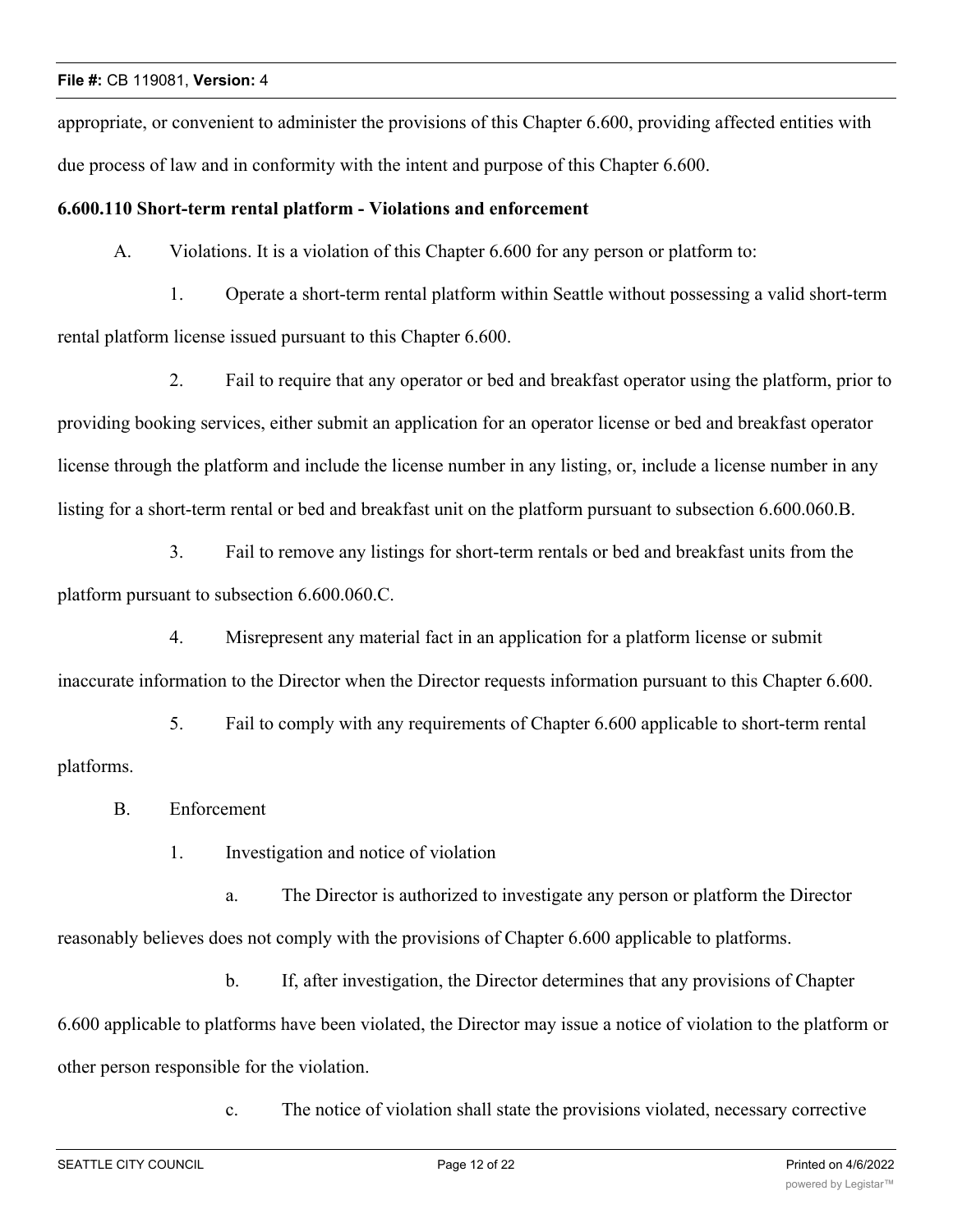appropriate, or convenient to administer the provisions of this Chapter 6.600, providing affected entities with due process of law and in conformity with the intent and purpose of this Chapter 6.600.

**6.600.110 Short-term rental platform - Violations and enforcement**

A. Violations. It is a violation of this Chapter 6.600 for any person or platform to:

1. Operate a short-term rental platform within Seattle without possessing a valid short-term rental platform license issued pursuant to this Chapter 6.600.

2. Fail to require that any operator or bed and breakfast operator using the platform, prior to providing booking services, either submit an application for an operator license or bed and breakfast operator license through the platform and include the license number in any listing, or, include a license number in any listing for a short-term rental or bed and breakfast unit on the platform pursuant to subsection 6.600.060.B.

3. Fail to remove any listings for short-term rentals or bed and breakfast units from the platform pursuant to subsection 6.600.060.C.

4. Misrepresent any material fact in an application for a platform license or submit inaccurate information to the Director when the Director requests information pursuant to this Chapter 6.600.

5. Fail to comply with any requirements of Chapter 6.600 applicable to short-term rental platforms.

B. Enforcement

1. Investigation and notice of violation

a. The Director is authorized to investigate any person or platform the Director reasonably believes does not comply with the provisions of Chapter 6.600 applicable to platforms.

b. If, after investigation, the Director determines that any provisions of Chapter 6.600 applicable to platforms have been violated, the Director may issue a notice of violation to the platform or other person responsible for the violation.

c. The notice of violation shall state the provisions violated, necessary corrective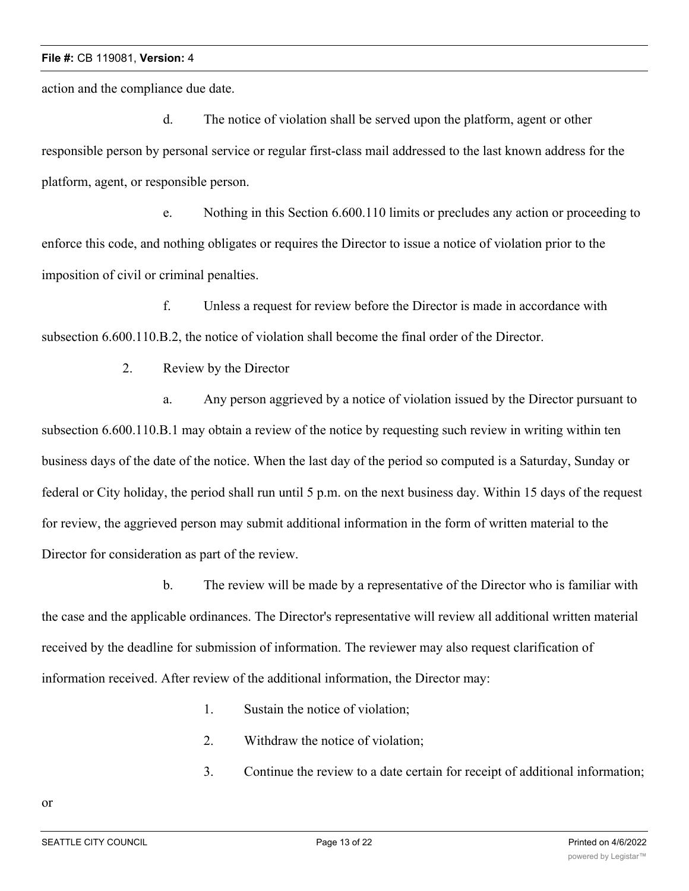action and the compliance due date.

d. The notice of violation shall be served upon the platform, agent or other responsible person by personal service or regular first-class mail addressed to the last known address for the platform, agent, or responsible person.

e. Nothing in this Section 6.600.110 limits or precludes any action or proceeding to enforce this code, and nothing obligates or requires the Director to issue a notice of violation prior to the imposition of civil or criminal penalties.

f. Unless a request for review before the Director is made in accordance with subsection 6.600.110.B.2, the notice of violation shall become the final order of the Director.

2. Review by the Director

a. Any person aggrieved by a notice of violation issued by the Director pursuant to subsection 6.600.110.B.1 may obtain a review of the notice by requesting such review in writing within ten business days of the date of the notice. When the last day of the period so computed is a Saturday, Sunday or federal or City holiday, the period shall run until 5 p.m. on the next business day. Within 15 days of the request for review, the aggrieved person may submit additional information in the form of written material to the Director for consideration as part of the review.

b. The review will be made by a representative of the Director who is familiar with the case and the applicable ordinances. The Director's representative will review all additional written material received by the deadline for submission of information. The reviewer may also request clarification of information received. After review of the additional information, the Director may:

1. Sustain the notice of violation;

2. Withdraw the notice of violation;

3. Continue the review to a date certain for receipt of additional information; or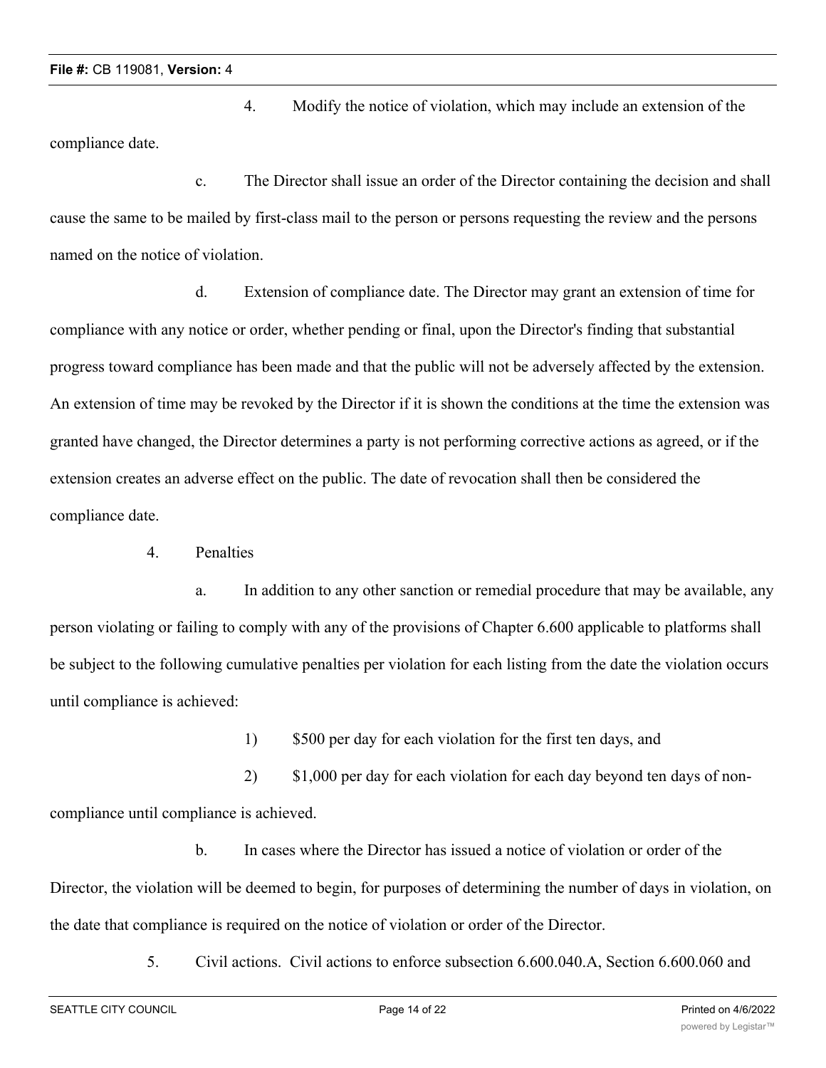4. Modify the notice of violation, which may include an extension of the compliance date.

c. The Director shall issue an order of the Director containing the decision and shall cause the same to be mailed by first-class mail to the person or persons requesting the review and the persons named on the notice of violation.

d. Extension of compliance date. The Director may grant an extension of time for compliance with any notice or order, whether pending or final, upon the Director's finding that substantial progress toward compliance has been made and that the public will not be adversely affected by the extension. An extension of time may be revoked by the Director if it is shown the conditions at the time the extension was granted have changed, the Director determines a party is not performing corrective actions as agreed, or if the extension creates an adverse effect on the public. The date of revocation shall then be considered the compliance date.

4. Penalties

a. In addition to any other sanction or remedial procedure that may be available, any person violating or failing to comply with any of the provisions of Chapter 6.600 applicable to platforms shall be subject to the following cumulative penalties per violation for each listing from the date the violation occurs until compliance is achieved:

1) $500 per day for each violation for the first ten days, and

2) $1,000 per day for each violation for each day beyond ten days of non-compliance until compliance is achieved.

b. In cases where the Director has issued a notice of violation or order of the Director, the violation will be deemed to begin, for purposes of determining the number of days in violation, on the date that compliance is required on the notice of violation or order of the Director.

5. Civil actions. Civil actions to enforce subsection 6.600.040.A, Section 6.600.060 and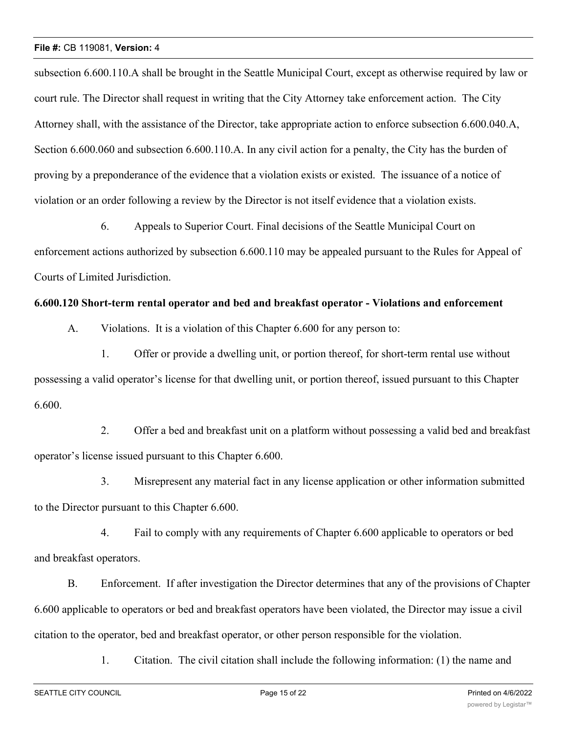subsection 6.600.110.A shall be brought in the Seattle Municipal Court, except as otherwise required by law or court rule. The Director shall request in writing that the City Attorney take enforcement action. The City Attorney shall, with the assistance of the Director, take appropriate action to enforce subsection 6.600.040.A, Section 6.600.060 and subsection 6.600.110.A. In any civil action for a penalty, the City has the burden of proving by a preponderance of the evidence that a violation exists or existed. The issuance of a notice of violation or an order following a review by the Director is not itself evidence that a violation exists.

6. Appeals to Superior Court. Final decisions of the Seattle Municipal Court on enforcement actions authorized by subsection 6.600.110 may be appealed pursuant to the Rules for Appeal of Courts of Limited Jurisdiction.

**6.600.120 Short-term rental operator and bed and breakfast operator - Violations and enforcement**

A. Violations. It is a violation of this Chapter 6.600 for any person to:

1. Offer or provide a dwelling unit, or portion thereof, for short-term rental use without possessing a valid operator's license for that dwelling unit, or portion thereof, issued pursuant to this Chapter 6.600.

2. Offer a bed and breakfast unit on a platform without possessing a valid bed and breakfast operator's license issued pursuant to this Chapter 6.600.

3. Misrepresent any material fact in any license application or other information submitted to the Director pursuant to this Chapter 6.600.

4. Fail to comply with any requirements of Chapter 6.600 applicable to operators or bed and breakfast operators.

B. Enforcement. If after investigation the Director determines that any of the provisions of Chapter 6.600 applicable to operators or bed and breakfast operators have been violated, the Director may issue a civil citation to the operator, bed and breakfast operator, or other person responsible for the violation.

1. Citation. The civil citation shall include the following information: (1) the name and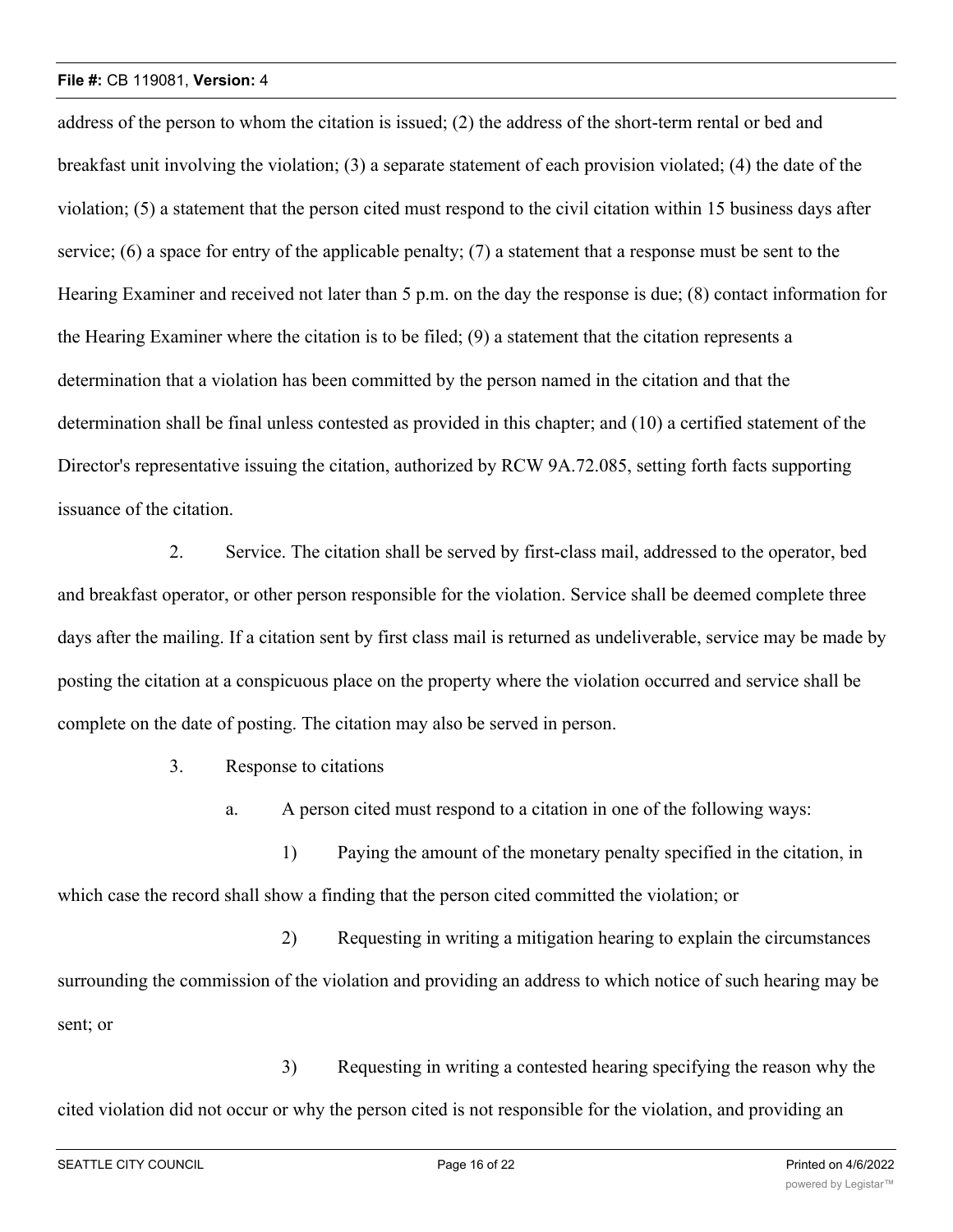address of the person to whom the citation is issued; (2) the address of the short-term rental or bed and breakfast unit involving the violation; (3) a separate statement of each provision violated; (4) the date of the violation; (5) a statement that the person cited must respond to the civil citation within 15 business days after service; (6) a space for entry of the applicable penalty; (7) a statement that a response must be sent to the Hearing Examiner and received not later than 5 p.m. on the day the response is due; (8) contact information for the Hearing Examiner where the citation is to be filed; (9) a statement that the citation represents a determination that a violation has been committed by the person named in the citation and that the determination shall be final unless contested as provided in this chapter; and (10) a certified statement of the Director's representative issuing the citation, authorized by RCW 9A.72.085, setting forth facts supporting issuance of the citation.

2. Service. The citation shall be served by first-class mail, addressed to the operator, bed and breakfast operator, or other person responsible for the violation. Service shall be deemed complete three days after the mailing. If a citation sent by first class mail is returned as undeliverable, service may be made by posting the citation at a conspicuous place on the property where the violation occurred and service shall be complete on the date of posting. The citation may also be served in person.

3. Response to citations

a. A person cited must respond to a citation in one of the following ways:

1) Paying the amount of the monetary penalty specified in the citation, in which case the record shall show a finding that the person cited committed the violation; or

2) Requesting in writing a mitigation hearing to explain the circumstances surrounding the commission of the violation and providing an address to which notice of such hearing may be sent; or

3) Requesting in writing a contested hearing specifying the reason why the cited violation did not occur or why the person cited is not responsible for the violation, and providing an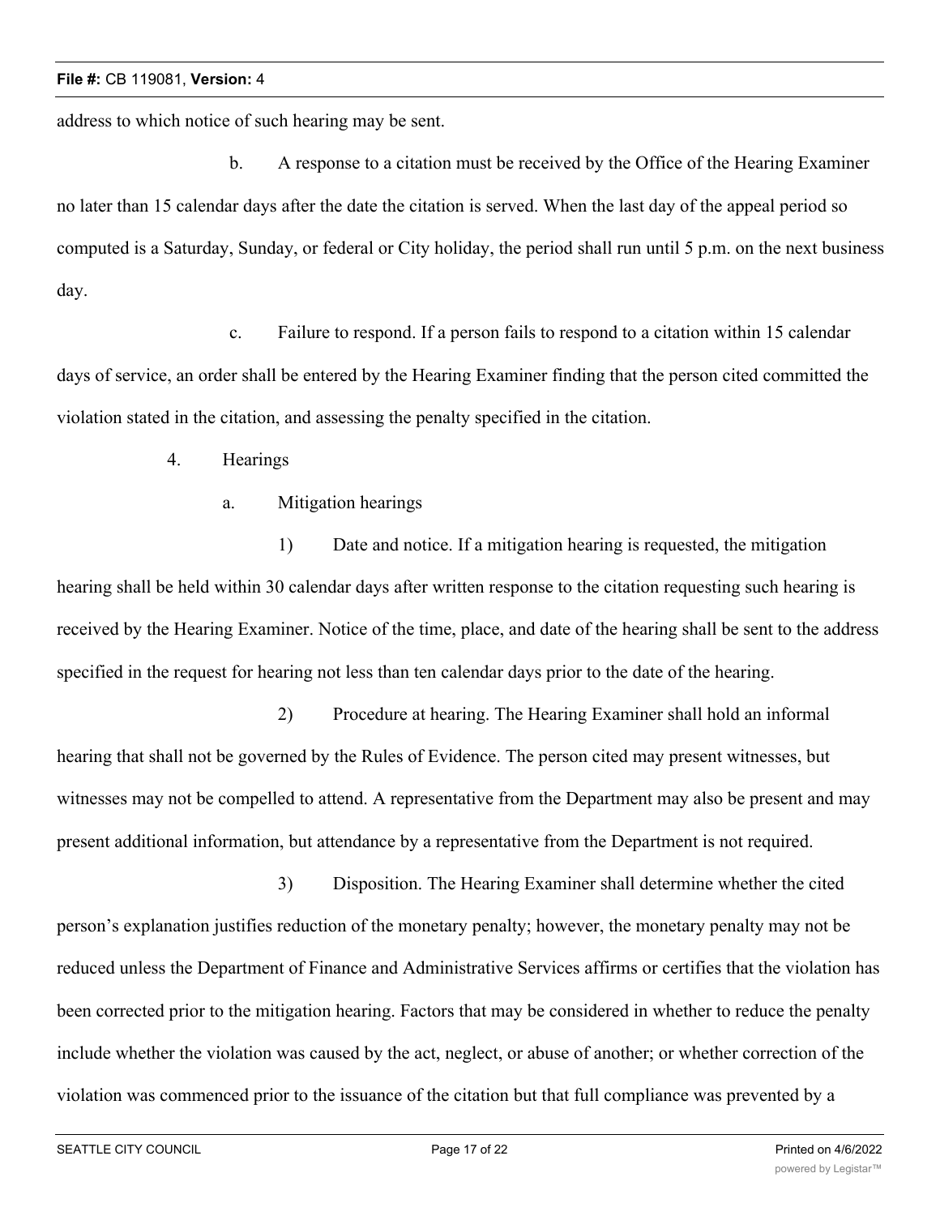address to which notice of such hearing may be sent.

b. A response to a citation must be received by the Office of the Hearing Examiner no later than 15 calendar days after the date the citation is served. When the last day of the appeal period so computed is a Saturday, Sunday, or federal or City holiday, the period shall run until 5 p.m. on the next business day.

c. Failure to respond. If a person fails to respond to a citation within 15 calendar days of service, an order shall be entered by the Hearing Examiner finding that the person cited committed the violation stated in the citation, and assessing the penalty specified in the citation.

4. Hearings

a. Mitigation hearings

1) Date and notice. If a mitigation hearing is requested, the mitigation hearing shall be held within 30 calendar days after written response to the citation requesting such hearing is received by the Hearing Examiner. Notice of the time, place, and date of the hearing shall be sent to the address specified in the request for hearing not less than ten calendar days prior to the date of the hearing.

2) Procedure at hearing. The Hearing Examiner shall hold an informal hearing that shall not be governed by the Rules of Evidence. The person cited may present witnesses, but witnesses may not be compelled to attend. A representative from the Department may also be present and may present additional information, but attendance by a representative from the Department is not required.

3) Disposition. The Hearing Examiner shall determine whether the cited person's explanation justifies reduction of the monetary penalty; however, the monetary penalty may not be reduced unless the Department of Finance and Administrative Services affirms or certifies that the violation has been corrected prior to the mitigation hearing. Factors that may be considered in whether to reduce the penalty include whether the violation was caused by the act, neglect, or abuse of another; or whether correction of the violation was commenced prior to the issuance of the citation but that full compliance was prevented by a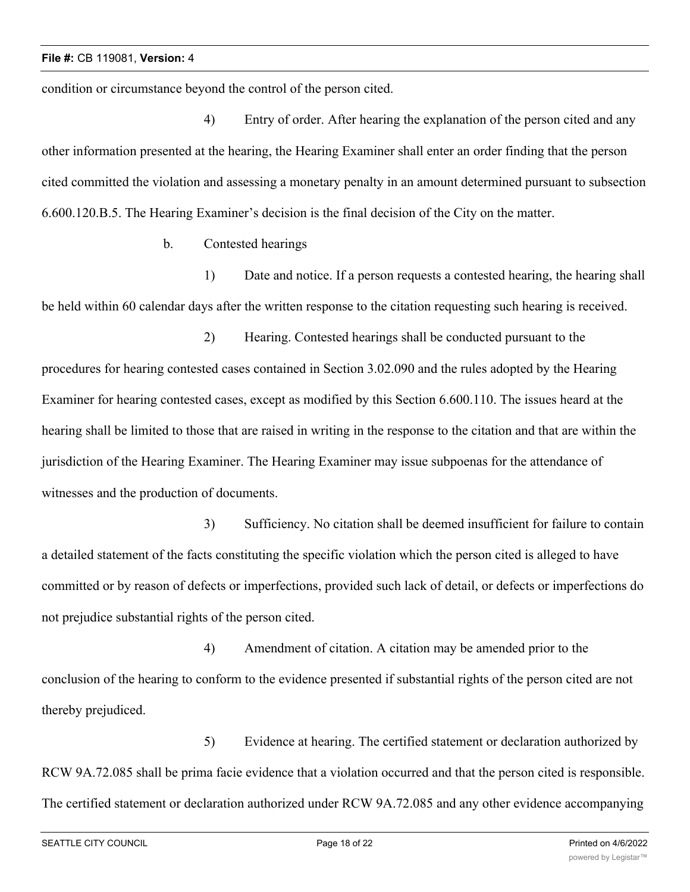condition or circumstance beyond the control of the person cited.

4) Entry of order. After hearing the explanation of the person cited and any other information presented at the hearing, the Hearing Examiner shall enter an order finding that the person cited committed the violation and assessing a monetary penalty in an amount determined pursuant to subsection 6.600.120.B.5. The Hearing Examiner's decision is the final decision of the City on the matter.

b. Contested hearings

1) Date and notice. If a person requests a contested hearing, the hearing shall be held within 60 calendar days after the written response to the citation requesting such hearing is received.

2) Hearing. Contested hearings shall be conducted pursuant to the procedures for hearing contested cases contained in Section 3.02.090 and the rules adopted by the Hearing Examiner for hearing contested cases, except as modified by this Section 6.600.110. The issues heard at the hearing shall be limited to those that are raised in writing in the response to the citation and that are within the jurisdiction of the Hearing Examiner. The Hearing Examiner may issue subpoenas for the attendance of witnesses and the production of documents.

3) Sufficiency. No citation shall be deemed insufficient for failure to contain a detailed statement of the facts constituting the specific violation which the person cited is alleged to have committed or by reason of defects or imperfections, provided such lack of detail, or defects or imperfections do not prejudice substantial rights of the person cited.

4) Amendment of citation. A citation may be amended prior to the conclusion of the hearing to conform to the evidence presented if substantial rights of the person cited are not thereby prejudiced.

5) Evidence at hearing. The certified statement or declaration authorized by RCW 9A.72.085 shall be prima facie evidence that a violation occurred and that the person cited is responsible. The certified statement or declaration authorized under RCW 9A.72.085 and any other evidence accompanying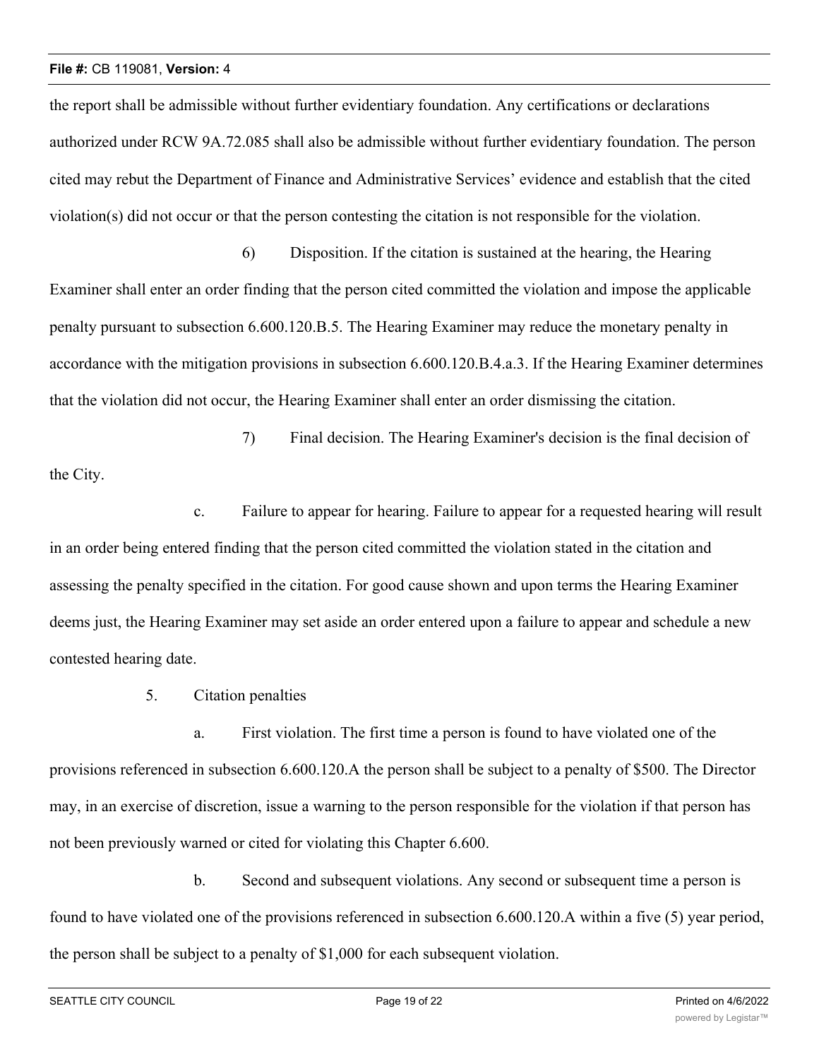the report shall be admissible without further evidentiary foundation. Any certifications or declarations authorized under RCW 9A.72.085 shall also be admissible without further evidentiary foundation. The person cited may rebut the Department of Finance and Administrative Services' evidence and establish that the cited violation(s) did not occur or that the person contesting the citation is not responsible for the violation.

6) Disposition. If the citation is sustained at the hearing, the Hearing Examiner shall enter an order finding that the person cited committed the violation and impose the applicable penalty pursuant to subsection 6.600.120.B.5. The Hearing Examiner may reduce the monetary penalty in accordance with the mitigation provisions in subsection 6.600.120.B.4.a.3. If the Hearing Examiner determines that the violation did not occur, the Hearing Examiner shall enter an order dismissing the citation.

7) Final decision. The Hearing Examiner's decision is the final decision of the City.

c. Failure to appear for hearing. Failure to appear for a requested hearing will result in an order being entered finding that the person cited committed the violation stated in the citation and assessing the penalty specified in the citation. For good cause shown and upon terms the Hearing Examiner deems just, the Hearing Examiner may set aside an order entered upon a failure to appear and schedule a new contested hearing date.

5. Citation penalties

a. First violation. The first time a person is found to have violated one of the provisions referenced in subsection 6.600.120.A the person shall be subject to a penalty of $500. The Director may, in an exercise of discretion, issue a warning to the person responsible for the violation if that person has not been previously warned or cited for violating this Chapter 6.600.

b. Second and subsequent violations. Any second or subsequent time a person is found to have violated one of the provisions referenced in subsection 6.600.120.A within a five (5) year period, the person shall be subject to a penalty of $1,000 for each subsequent violation.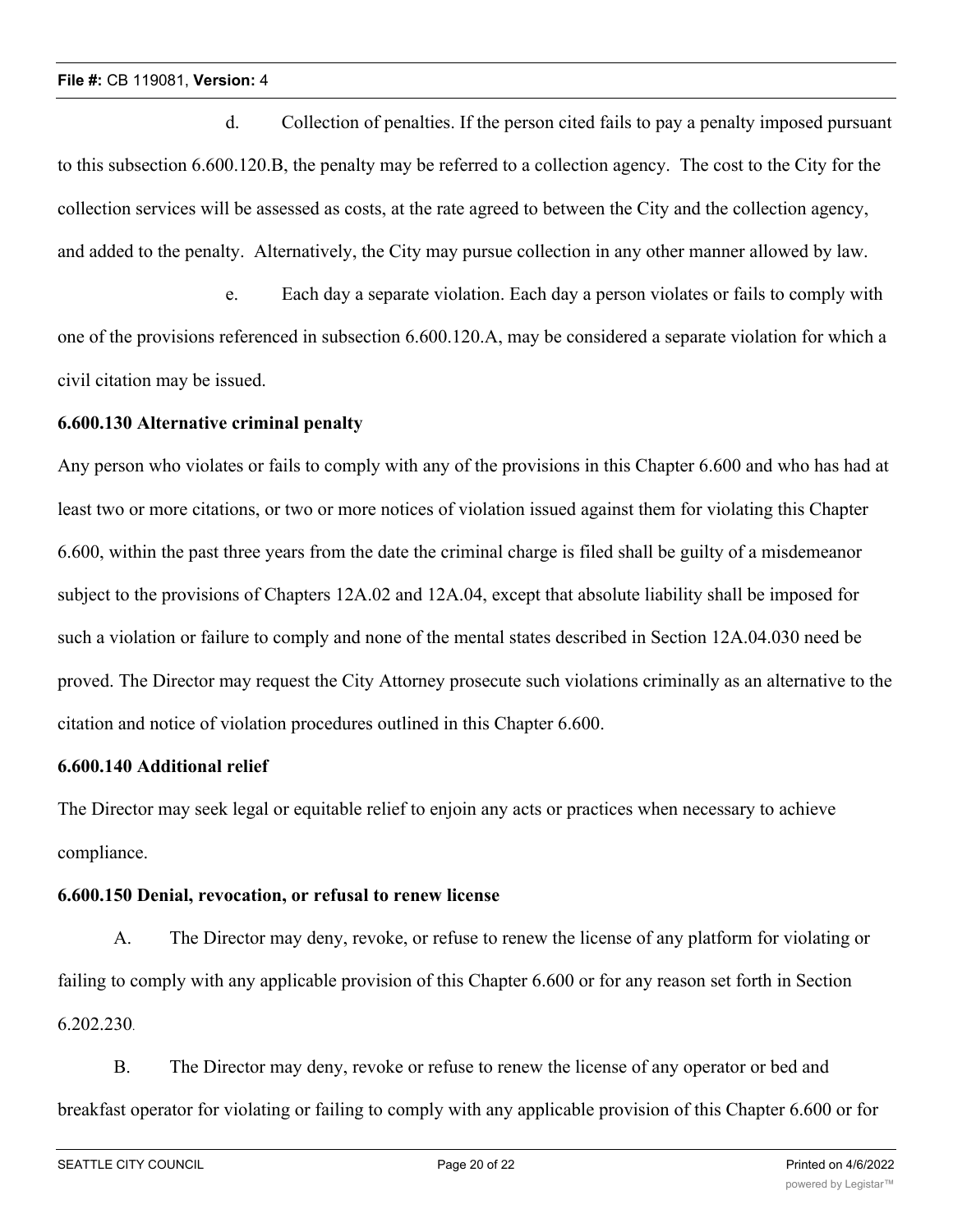d. Collection of penalties. If the person cited fails to pay a penalty imposed pursuant to this subsection 6.600.120.B, the penalty may be referred to a collection agency. The cost to the City for the collection services will be assessed as costs, at the rate agreed to between the City and the collection agency, and added to the penalty. Alternatively, the City may pursue collection in any other manner allowed by law.

e. Each day a separate violation. Each day a person violates or fails to comply with one of the provisions referenced in subsection 6.600.120.A, may be considered a separate violation for which a civil citation may be issued.

**6.600.130 Alternative criminal penalty**

Any person who violates or fails to comply with any of the provisions in this Chapter 6.600 and who has had at least two or more citations, or two or more notices of violation issued against them for violating this Chapter 6.600, within the past three years from the date the criminal charge is filed shall be guilty of a misdemeanor subject to the provisions of Chapters 12A.02 and 12A.04, except that absolute liability shall be imposed for such a violation or failure to comply and none of the mental states described in Section 12A.04.030 need be proved. The Director may request the City Attorney prosecute such violations criminally as an alternative to the citation and notice of violation procedures outlined in this Chapter 6.600.

**6.600.140 Additional relief**

The Director may seek legal or equitable relief to enjoin any acts or practices when necessary to achieve compliance.

**6.600.150 Denial, revocation, or refusal to renew license**

A. The Director may deny, revoke, or refuse to renew the license of any platform for violating or failing to comply with any applicable provision of this Chapter 6.600 or for any reason set forth in Section 6.202.230.

B. The Director may deny, revoke or refuse to renew the license of any operator or bed and breakfast operator for violating or failing to comply with any applicable provision of this Chapter 6.600 or for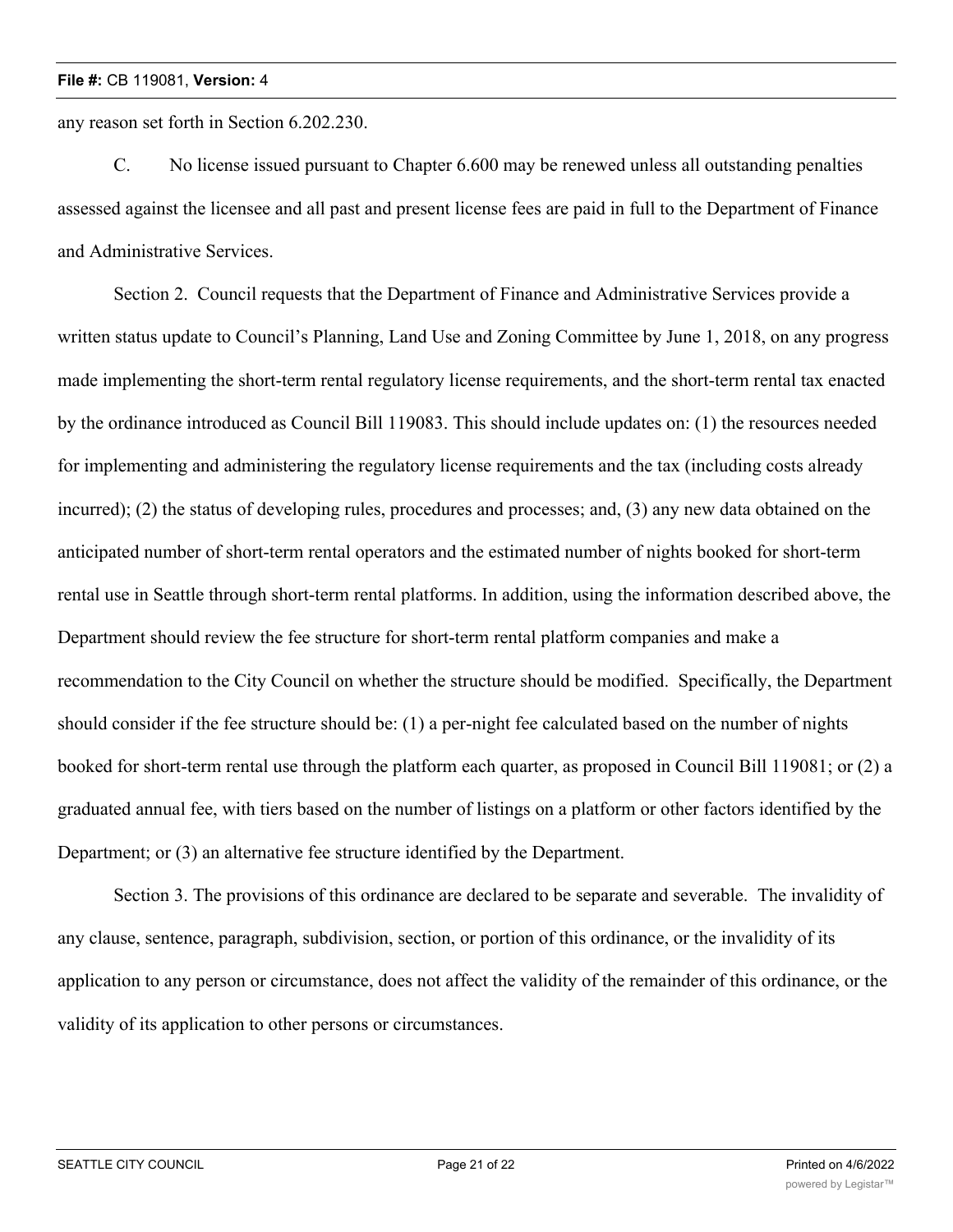any reason set forth in Section 6.202.230.

C. No license issued pursuant to Chapter 6.600 may be renewed unless all outstanding penalties assessed against the licensee and all past and present license fees are paid in full to the Department of Finance and Administrative Services.

Section 2. Council requests that the Department of Finance and Administrative Services provide a written status update to Council's Planning, Land Use and Zoning Committee by June 1, 2018, on any progress made implementing the short-term rental regulatory license requirements, and the short-term rental tax enacted by the ordinance introduced as Council Bill 119083. This should include updates on: (1) the resources needed for implementing and administering the regulatory license requirements and the tax (including costs already incurred); (2) the status of developing rules, procedures and processes; and, (3) any new data obtained on the anticipated number of short-term rental operators and the estimated number of nights booked for short-term rental use in Seattle through short-term rental platforms. In addition, using the information described above, the Department should review the fee structure for short-term rental platform companies and make a recommendation to the City Council on whether the structure should be modified. Specifically, the Department should consider if the fee structure should be: (1) a per-night fee calculated based on the number of nights booked for short-term rental use through the platform each quarter, as proposed in Council Bill 119081; or (2) a graduated annual fee, with tiers based on the number of listings on a platform or other factors identified by the Department; or (3) an alternative fee structure identified by the Department.

Section 3. The provisions of this ordinance are declared to be separate and severable. The invalidity of any clause, sentence, paragraph, subdivision, section, or portion of this ordinance, or the invalidity of its application to any person or circumstance, does not affect the validity of the remainder of this ordinance, or the validity of its application to other persons or circumstances.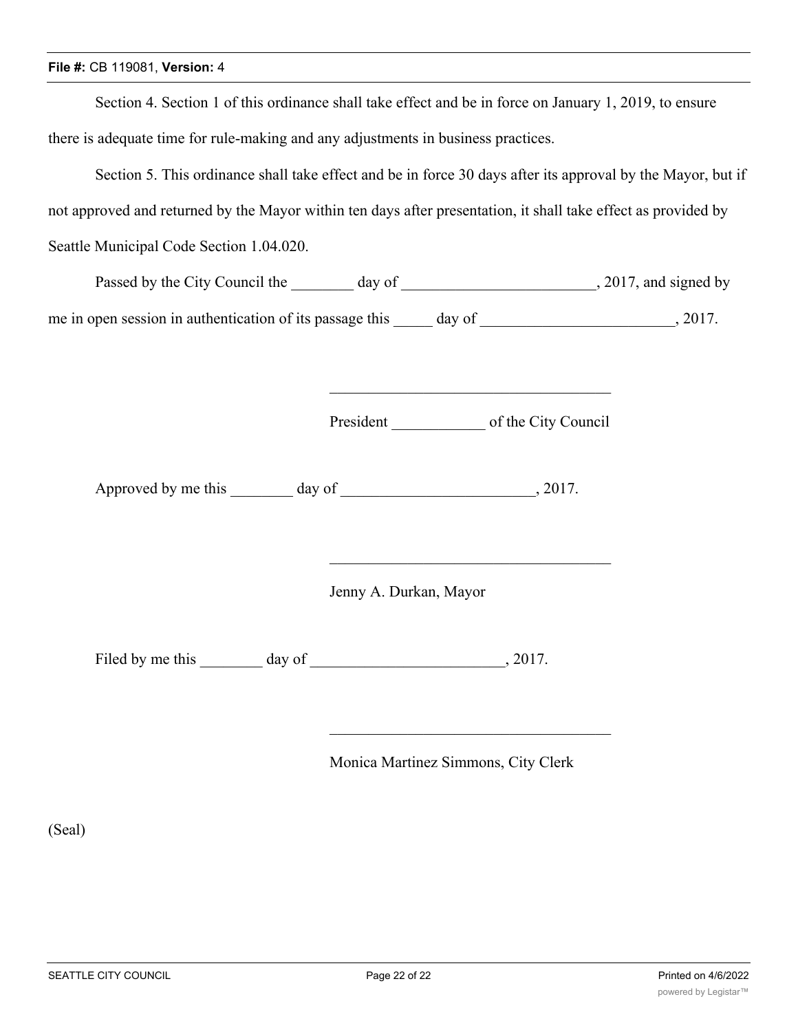Section 4. Section 1 of this ordinance shall take effect and be in force on January 1, 2019, to ensure there is adequate time for rule-making and any adjustments in business practices.

Section 5. This ordinance shall take effect and be in force 30 days after its approval by the Mayor, but if not approved and returned by the Mayor within ten days after presentation, it shall take effect as provided by Seattle Municipal Code Section 1.04.020.

Passed by the City Council the ________ day of _________________________, 2017, and signed by me in open session in authentication of its passage this _____ day of ________________________, 2017.

____________________________________

President ____________ of the City Council

Approved by me this ________ day of _________________________, 2017.

____________________________________

Jenny A. Durkan, Mayor

Filed by me this ________ day of _________________________, 2017.

____________________________________

Monica Martinez Simmons, City Clerk

(Seal)